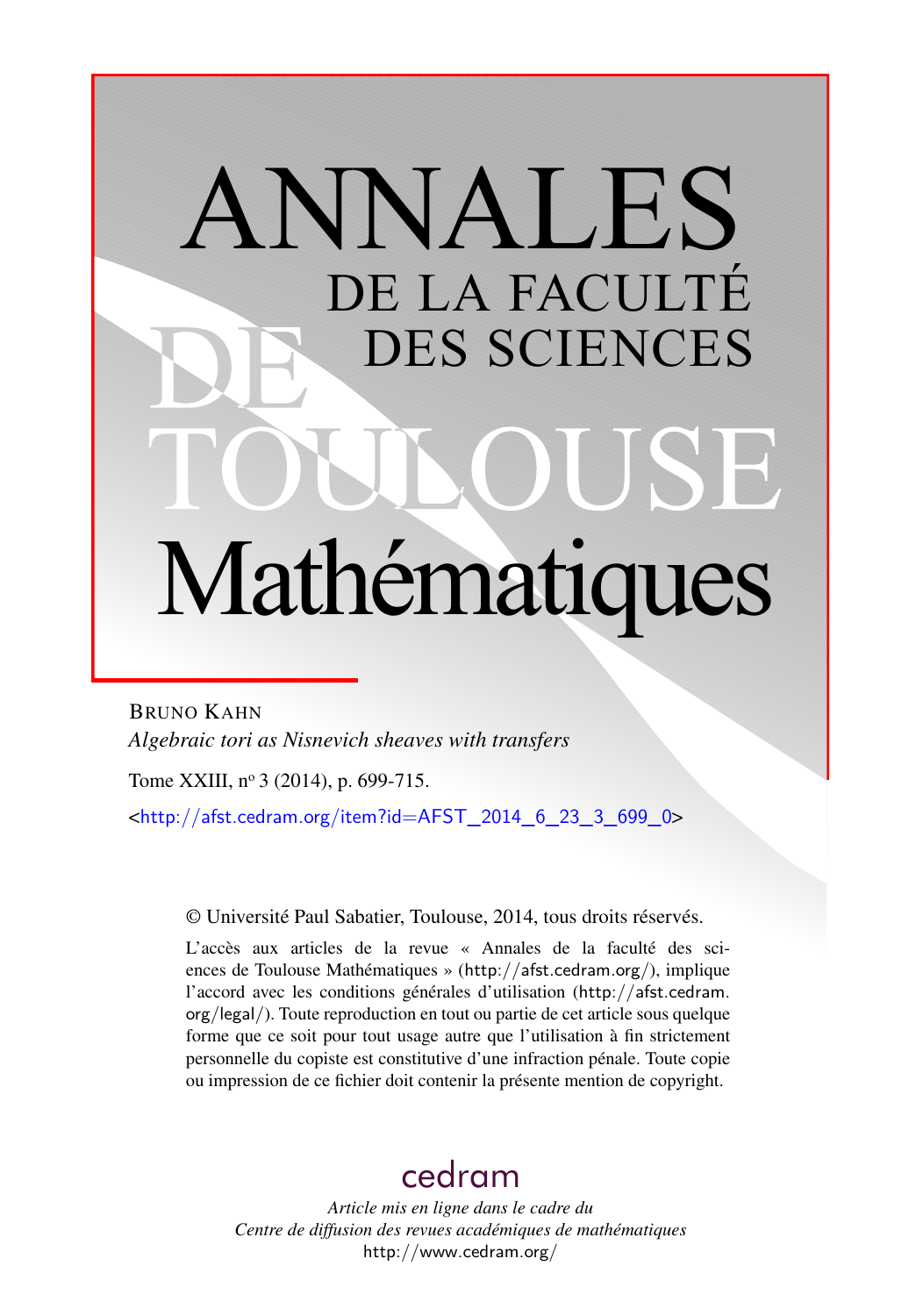# ANNALES DE LA FACULTÉ DES SCIENCES DE TOULOUSE Mathématiques

BRUNO KAHN

*Algebraic tori as Nisnevich sheaves with transfers*

Tome XXIII, n° 3 (2014), p. 699-715.

<http://afst.cedram.org/item?id=AFST_2014_6_23_3_699_0>

© Université Paul Sabatier, Toulouse, 2014, tous droits réservés.

L'accès aux articles de la revue « Annales de la faculté des sciences de Toulouse Mathématiques » (http://afst.cedram.org/), implique l'accord avec les conditions générales d'utilisation (http://afst.cedram.org/legal/). Toute reproduction en tout ou partie de cet article sous quelque forme que ce soit pour tout usage autre que l'utilisation à fin strictement personnelle du copiste est constitutive d'une infraction pénale. Toute copie ou impression de ce fichier doit contenir la présente mention de copyright.

cedram

*Article mis en ligne dans le cadre du Centre de diffusion des revues académiques de mathématiques*
http://www.cedram.org/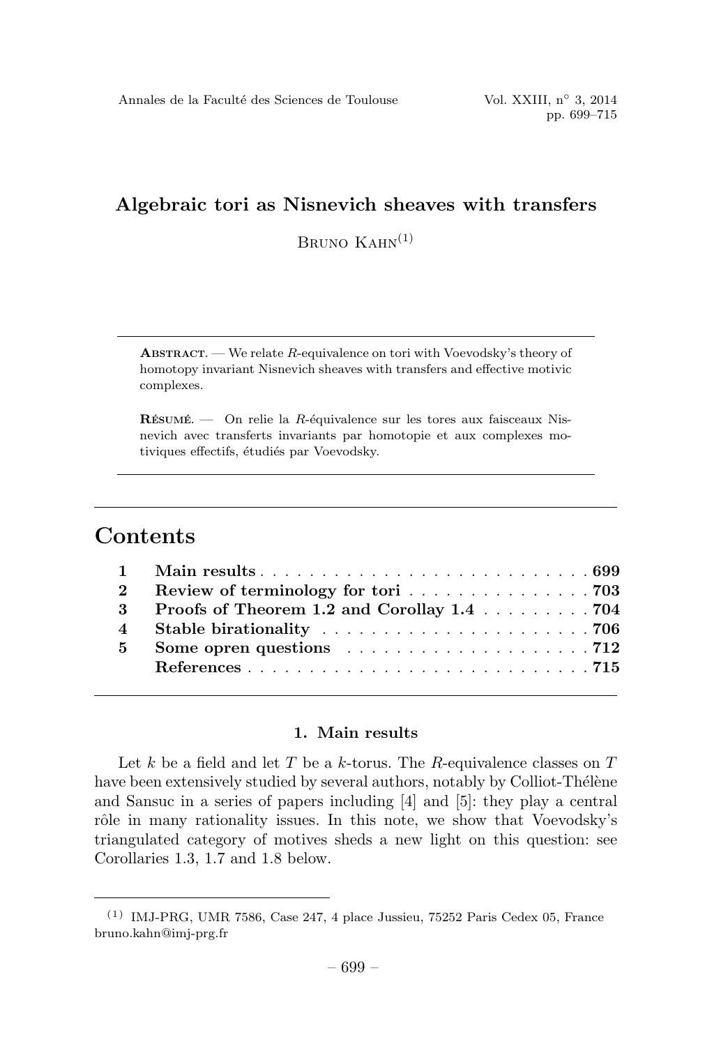# Algebraic tori as Nisnevich sheaves with transfers

Bruno Kahn[1]

**Abstract.** — We relate $R$-equivalence on tori with Voevodsky's theory of homotopy invariant Nisnevich sheaves with transfers and effective motivic complexes.

**Résumé.** — On relie la $R$-équivalence sur les tores aux faisceaux Nisnevich avec transferts invariants par homotopie et aux complexes motiviques effectifs, étudiés par Voevodsky.

## Contents

| | | |
|---|---|---|
| 1 | **Main results** | **699** |
| 2 | **Review of terminology for tori** | **703** |
| 3 | **Proofs of Theorem 1.2 and Corollay 1.4** | **704** |
| 4 | **Stable birationality** | **706** |
| 5 | **Some opren questions** | **712** |
| | **References** | **715** |

### 1. Main results

Let $k$ be a field and let $T$ be a $k$-torus. The $R$-equivalence classes on $T$ have been extensively studied by several authors, notably by Colliot-Thélène and Sansuc in a series of papers including [4] and [5]: they play a central rôle in many rationality issues. In this note, we show that Voevodsky's triangulated category of motives sheds a new light on this question: see Corollaries 1.3, 1.7 and 1.8 below.

---

[1] IMJ-PRG, UMR 7586, Case 247, 4 place Jussieu, 75252 Paris Cedex 05, France bruno.kahn@imj-prg.fr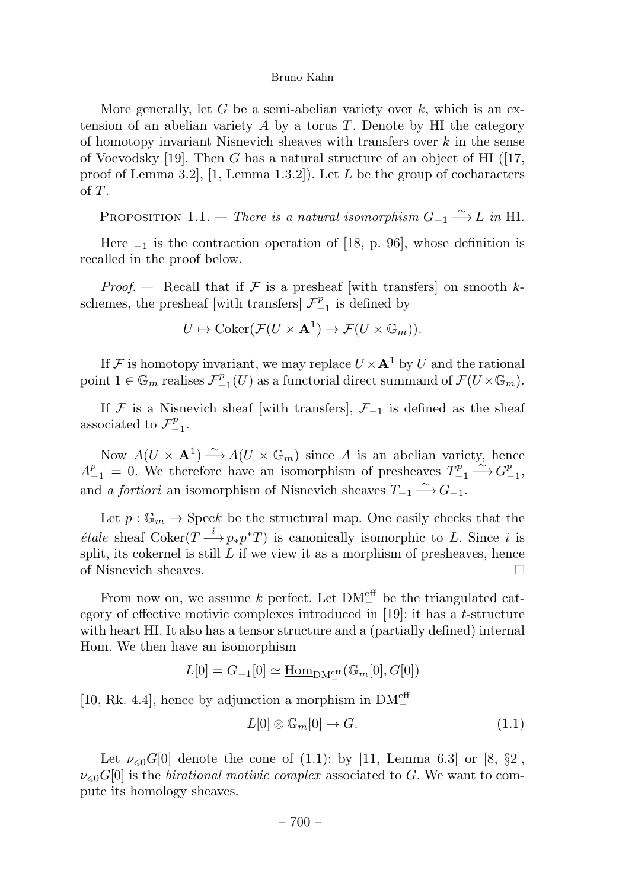More generally, let $G$ be a semi-abelian variety over $k$, which is an extension of an abelian variety $A$ by a torus $T$. Denote by HI the category of homotopy invariant Nisnevich sheaves with transfers over $k$ in the sense of Voevodsky [19]. Then $G$ has a natural structure of an object of HI ([17, proof of Lemma 3.2], [1, Lemma 1.3.2]). Let $L$ be the group of cocharacters of $T$.

Proposition 1.1. — *There is a natural isomorphism* $G_{-1} \xrightarrow{\sim} L$ *in* HI.

Here $_{-1}$ is the contraction operation of [18, p. 96], whose definition is recalled in the proof below.

*Proof.* — Recall that if $\mathcal{F}$ is a presheaf [with transfers] on smooth $k$-schemes, the presheaf [with transfers] $\mathcal{F}^p_{-1}$ is defined by

$$U \mapsto \operatorname{Coker}(\mathcal{F}(U \times \mathbf{A}^1) \to \mathcal{F}(U \times \mathbb{G}_m)).$$

If $\mathcal{F}$ is homotopy invariant, we may replace $U \times \mathbf{A}^1$ by $U$ and the rational point $1 \in \mathbb{G}_m$ realises $\mathcal{F}^p_{-1}(U)$ as a functorial direct summand of $\mathcal{F}(U \times \mathbb{G}_m)$.

If $\mathcal{F}$ is a Nisnevich sheaf [with transfers], $\mathcal{F}_{-1}$ is defined as the sheaf associated to $\mathcal{F}^p_{-1}$.

Now $A(U \times \mathbf{A}^1) \xrightarrow{\sim} A(U \times \mathbb{G}_m)$ since $A$ is an abelian variety, hence $A^p_{-1} = 0$. We therefore have an isomorphism of presheaves $T^p_{-1} \xrightarrow{\sim} G^p_{-1}$, and *a fortiori* an isomorphism of Nisnevich sheaves $T_{-1} \xrightarrow{\sim} G_{-1}$.

Let $p : \mathbb{G}_m \to \operatorname{Spec} k$ be the structural map. One easily checks that the *étale* sheaf $\operatorname{Coker}(T \xrightarrow{i} p_* p^* T)$ is canonically isomorphic to $L$. Since $i$ is split, its cokernel is still $L$ if we view it as a morphism of presheaves, hence of Nisnevich sheaves. □

From now on, we assume $k$ perfect. Let $\mathrm{DM}^{\mathrm{eff}}_-$ be the triangulated category of effective motivic complexes introduced in [19]: it has a $t$-structure with heart HI. It also has a tensor structure and a (partially defined) internal Hom. We then have an isomorphism

$$L[0] = G_{-1}[0] \simeq \underline{\operatorname{Hom}}_{\mathrm{DM}^{\mathrm{eff}}_-}(\mathbb{G}_m[0], G[0])$$

[10, Rk. 4.4], hence by adjunction a morphism in $\mathrm{DM}^{\mathrm{eff}}_-$

$$L[0] \otimes \mathbb{G}_m[0] \to G. \tag{1.1}$$

Let $\nu_{\leqslant 0} G[0]$ denote the cone of (1.1): by [11, Lemma 6.3] or [8, §2], $\nu_{\leqslant 0} G[0]$ is the *birational motivic complex* associated to $G$. We want to compute its homology sheaves.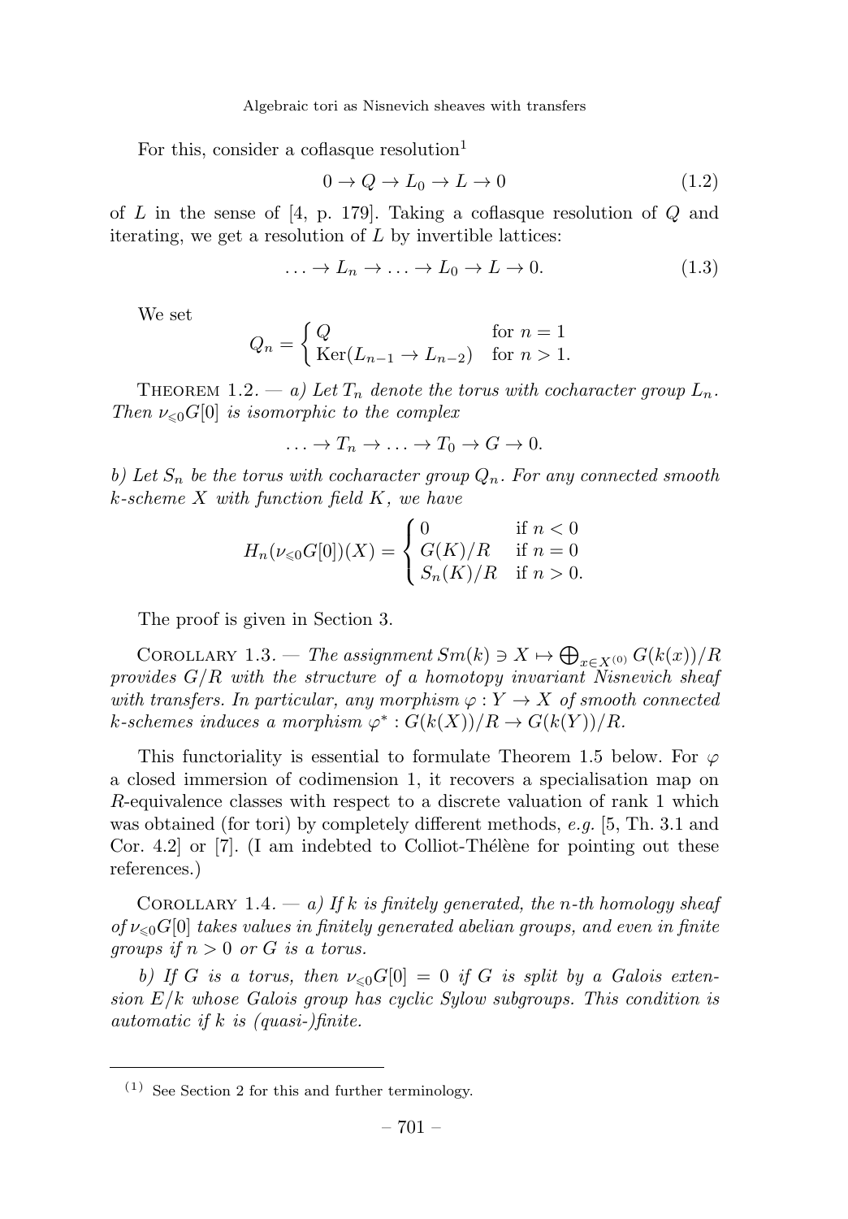For this, consider a coflasque resolution[1]

$$0 \to Q \to L_0 \to L \to 0 \tag{1.2}$$

of $L$ in the sense of [4, p. 179]. Taking a coflasque resolution of $Q$ and iterating, we get a resolution of $L$ by invertible lattices:

$$\ldots \to L_n \to \ldots \to L_0 \to L \to 0. \tag{1.3}$$

We set

$$Q_n = \begin{cases} Q & \text{for } n = 1 \\ \operatorname{Ker}(L_{n-1} \to L_{n-2}) & \text{for } n > 1. \end{cases}$$

Theorem 1.2. — *a) Let $T_n$ denote the torus with cocharacter group $L_n$. Then $\nu_{\leqslant 0}G[0]$ is isomorphic to the complex*

$$\ldots \to T_n \to \ldots \to T_0 \to G \to 0.$$

*b) Let $S_n$ be the torus with cocharacter group $Q_n$. For any connected smooth $k$-scheme $X$ with function field $K$, we have*

$$H_n(\nu_{\leqslant 0}G[0])(X) = \begin{cases} 0 & \text{if } n < 0 \\ G(K)/R & \text{if } n = 0 \\ S_n(K)/R & \text{if } n > 0. \end{cases}$$

The proof is given in Section 3.

Corollary 1.3. — *The assignment $Sm(k) \ni X \mapsto \bigoplus_{x \in X^{(0)}} G(k(x))/R$ provides $G/R$ with the structure of a homotopy invariant Nisnevich sheaf with transfers. In particular, any morphism $\varphi : Y \to X$ of smooth connected $k$-schemes induces a morphism $\varphi^* : G(k(X))/R \to G(k(Y))/R$.*

This functoriality is essential to formulate Theorem 1.5 below. For $\varphi$ a closed immersion of codimension 1, it recovers a specialisation map on $R$-equivalence classes with respect to a discrete valuation of rank 1 which was obtained (for tori) by completely different methods, *e.g.* [5, Th. 3.1 and Cor. 4.2] or [7]. (I am indebted to Colliot-Thélène for pointing out these references.)

Corollary 1.4. — *a) If $k$ is finitely generated, the $n$-th homology sheaf of $\nu_{\leqslant 0}G[0]$ takes values in finitely generated abelian groups, and even in finite groups if $n > 0$ or $G$ is a torus.*

*b) If $G$ is a torus, then $\nu_{\leqslant 0}G[0] = 0$ if $G$ is split by a Galois extension $E/k$ whose Galois group has cyclic Sylow subgroups. This condition is automatic if $k$ is (quasi-)finite.*

---

[1] See Section 2 for this and further terminology.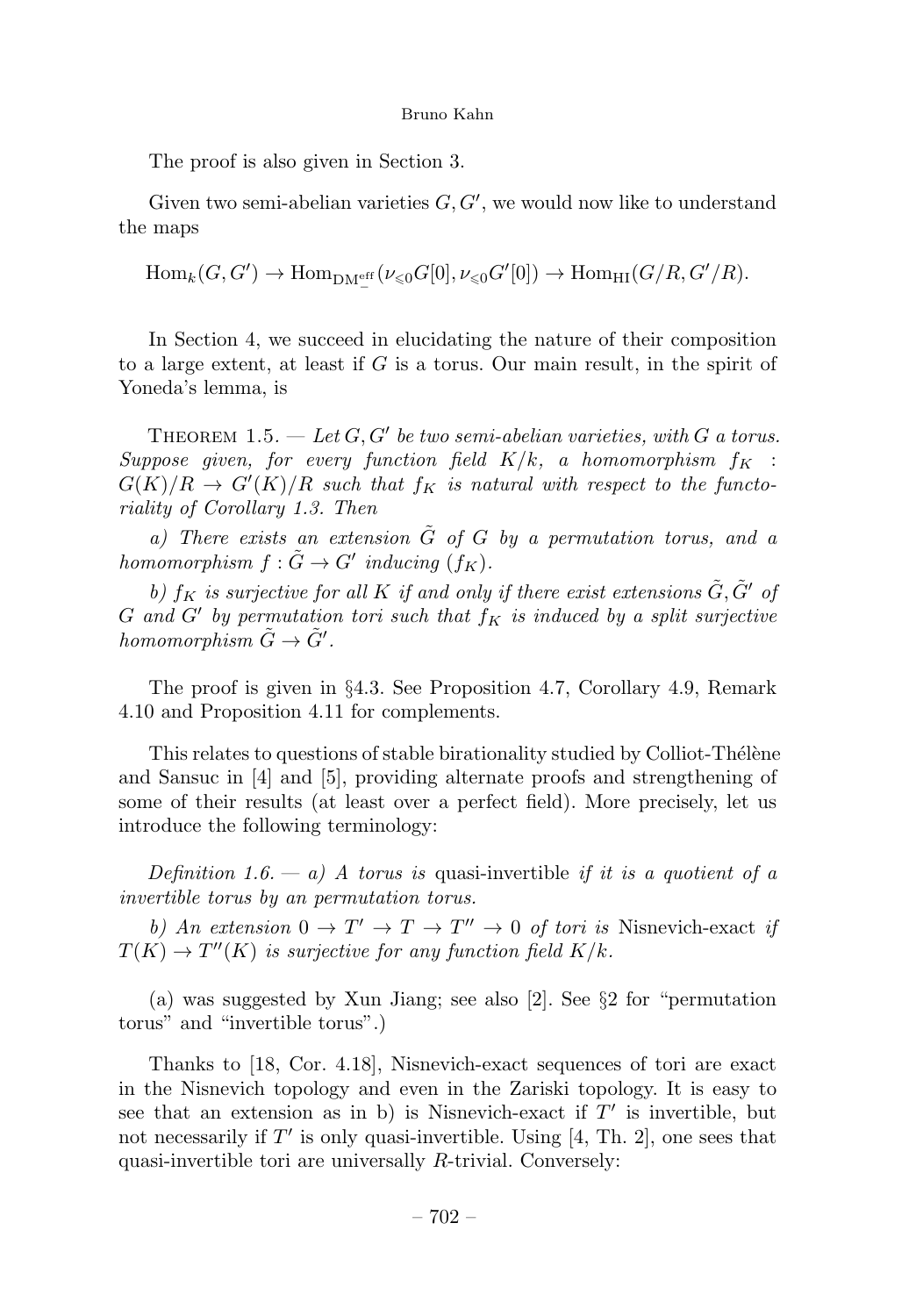The proof is also given in Section 3.

Given two semi-abelian varieties $G, G'$, we would now like to understand the maps

$$\operatorname{Hom}_k(G, G') \to \operatorname{Hom}_{\mathrm{DM}_-^{\mathrm{eff}}}(\nu_{\leqslant 0}G[0], \nu_{\leqslant 0}G'[0]) \to \operatorname{Hom}_{\mathrm{HI}}(G/R, G'/R).$$

In Section 4, we succeed in elucidating the nature of their composition to a large extent, at least if $G$ is a torus. Our main result, in the spirit of Yoneda's lemma, is

Theorem 1.5. — *Let $G, G'$ be two semi-abelian varieties, with $G$ a torus. Suppose given, for every function field $K/k$, a homomorphism $f_K : G(K)/R \to G'(K)/R$ such that $f_K$ is natural with respect to the functoriality of Corollary 1.3. Then*

*a) There exists an extension $\tilde{G}$ of $G$ by a permutation torus, and a homomorphism $f : \tilde{G} \to G'$ inducing $(f_K)$.*

*b) $f_K$ is surjective for all $K$ if and only if there exist extensions $\tilde{G}, \tilde{G}'$ of $G$ and $G'$ by permutation tori such that $f_K$ is induced by a split surjective homomorphism $\tilde{G} \to \tilde{G}'$.*

The proof is given in §4.3. See Proposition 4.7, Corollary 4.9, Remark 4.10 and Proposition 4.11 for complements.

This relates to questions of stable birationality studied by Colliot-Thélène and Sansuc in [4] and [5], providing alternate proofs and strengthening of some of their results (at least over a perfect field). More precisely, let us introduce the following terminology:

*Definition 1.6. — a) A torus is* quasi-invertible *if it is a quotient of a invertible torus by an permutation torus.*

*b) An extension $0 \to T' \to T \to T'' \to 0$ of tori is* Nisnevich-exact *if $T(K) \to T''(K)$ is surjective for any function field $K/k$.*

(a) was suggested by Xun Jiang; see also [2]. See §2 for "permutation torus" and "invertible torus".)

Thanks to [18, Cor. 4.18], Nisnevich-exact sequences of tori are exact in the Nisnevich topology and even in the Zariski topology. It is easy to see that an extension as in b) is Nisnevich-exact if $T'$ is invertible, but not necessarily if $T'$ is only quasi-invertible. Using [4, Th. 2], one sees that quasi-invertible tori are universally $R$-trivial. Conversely: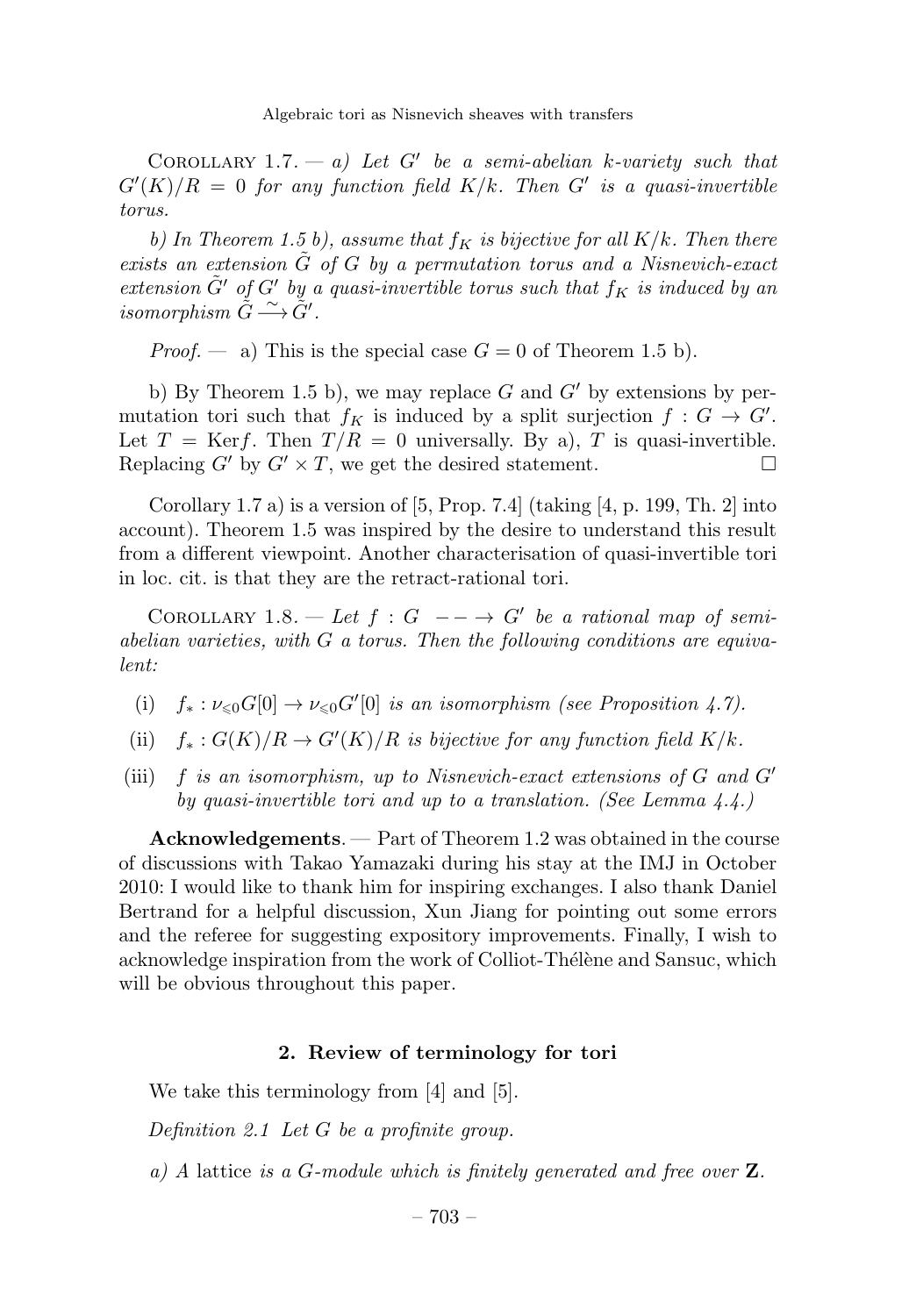Corollary 1.7. — *a) Let $G'$ be a semi-abelian $k$-variety such that $G'(K)/R = 0$ for any function field $K/k$. Then $G'$ is a quasi-invertible torus.*

*b) In Theorem 1.5 b), assume that $f_K$ is bijective for all $K/k$. Then there exists an extension $\tilde{G}$ of $G$ by a permutation torus and a Nisnevich-exact extension $\tilde{G}'$ of $G'$ by a quasi-invertible torus such that $f_K$ is induced by an isomorphism $\tilde{G} \xrightarrow{\sim} \tilde{G}'$.*

*Proof.* — a) This is the special case $G = 0$ of Theorem 1.5 b).

b) By Theorem 1.5 b), we may replace $G$ and $G'$ by extensions by permutation tori such that $f_K$ is induced by a split surjection $f : G \to G'$. Let $T = \operatorname{Ker} f$. Then $T/R = 0$ universally. By a), $T$ is quasi-invertible. Replacing $G'$ by $G' \times T$, we get the desired statement. $\square$

Corollary 1.7 a) is a version of [5, Prop. 7.4] (taking [4, p. 199, Th. 2] into account). Theorem 1.5 was inspired by the desire to understand this result from a different viewpoint. Another characterisation of quasi-invertible tori in loc. cit. is that they are the retract-rational tori.

Corollary 1.8. — *Let $f : G \dashrightarrow G'$ be a rational map of semi-abelian varieties, with $G$ a torus. Then the following conditions are equivalent:*

(i) *$f_* : \nu_{\leqslant 0} G[0] \to \nu_{\leqslant 0} G'[0]$ is an isomorphism (see Proposition 4.7).*

(ii) *$f_* : G(K)/R \to G'(K)/R$ is bijective for any function field $K/k$.*

(iii) *$f$ is an isomorphism, up to Nisnevich-exact extensions of $G$ and $G'$ by quasi-invertible tori and up to a translation. (See Lemma 4.4.)*

**Acknowledgements**. — Part of Theorem 1.2 was obtained in the course of discussions with Takao Yamazaki during his stay at the IMJ in October 2010: I would like to thank him for inspiring exchanges. I also thank Daniel Bertrand for a helpful discussion, Xun Jiang for pointing out some errors and the referee for suggesting expository improvements. Finally, I wish to acknowledge inspiration from the work of Colliot-Thélène and Sansuc, which will be obvious throughout this paper.

## 2. Review of terminology for tori

We take this terminology from [4] and [5].

*Definition 2.1 Let $G$ be a profinite group.*

*a) A* lattice *is a $G$-module which is finitely generated and free over* $\mathbf{Z}$.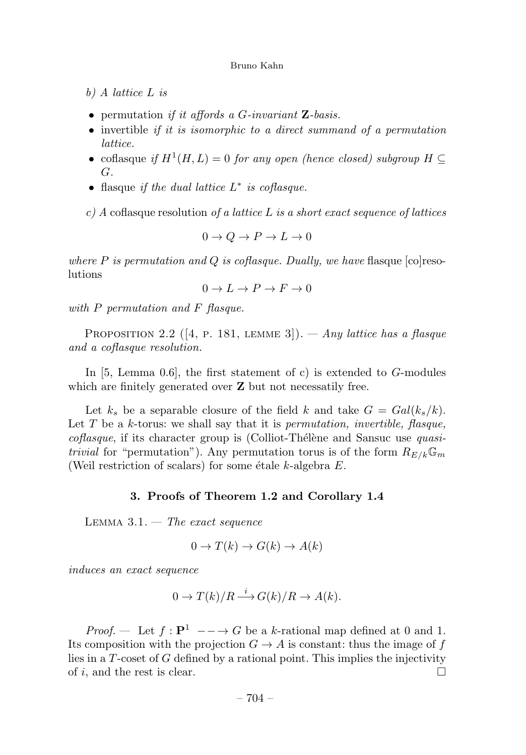*b) A lattice $L$ is*

- permutation *if it affords a $G$-invariant* $\mathbf{Z}$*-basis.*
- invertible *if it is isomorphic to a direct summand of a permutation lattice.*
- coflasque *if $H^1(H, L) = 0$ for any open (hence closed) subgroup $H \subseteq G$.*
- flasque *if the dual lattice $L^*$ is coflasque.*

*c) A* coflasque resolution *of a lattice $L$ is a short exact sequence of lattices*

$$0 \to Q \to P \to L \to 0$$

*where $P$ is permutation and $Q$ is coflasque. Dually, we have* flasque [co]resolutions

$$0 \to L \to P \to F \to 0$$

*with $P$ permutation and $F$ flasque.*

Proposition 2.2 ([4, p. 181, lemme 3]). — *Any lattice has a flasque and a coflasque resolution.*

In [5, Lemma 0.6], the first statement of c) is extended to $G$-modules which are finitely generated over $\mathbf{Z}$ but not necessatily free.

Let $k_s$ be a separable closure of the field $k$ and take $G = Gal(k_s/k)$. Let $T$ be a $k$-torus: we shall say that it is *permutation, invertible, flasque, coflasque*, if its character group is (Colliot-Thélène and Sansuc use *quasi-trivial* for "permutation"). Any permutation torus is of the form $R_{E/k}\mathbb{G}_m$ (Weil restriction of scalars) for some étale $k$-algebra $E$.

## 3. Proofs of Theorem 1.2 and Corollary 1.4

Lemma 3.1. — *The exact sequence*

$$0 \to T(k) \to G(k) \to A(k)$$

*induces an exact sequence*

$$0 \to T(k)/R \xrightarrow{i} G(k)/R \to A(k).$$

*Proof.* — Let $f : \mathbf{P}^1 \dashrightarrow G$ be a $k$-rational map defined at 0 and 1. Its composition with the projection $G \to A$ is constant: thus the image of $f$ lies in a $T$-coset of $G$ defined by a rational point. This implies the injectivity of $i$, and the rest is clear. □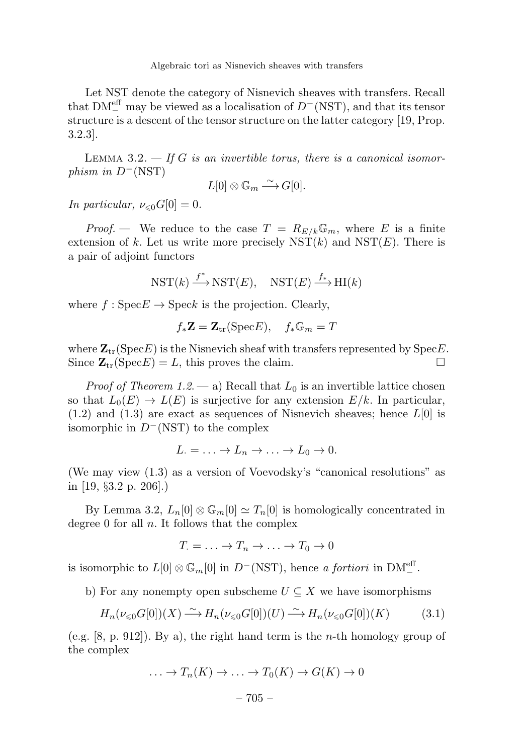Let NST denote the category of Nisnevich sheaves with transfers. Recall that $\mathrm{DM}_-^{\mathrm{eff}}$ may be viewed as a localisation of $D^-(\mathrm{NST})$, and that its tensor structure is a descent of the tensor structure on the latter category [19, Prop. 3.2.3].

Lemma 3.2. — *If $G$ is an invertible torus, there is a canonical isomorphism in $D^-(\mathrm{NST})$*

$$L[0] \otimes \mathbb{G}_m \xrightarrow{\sim} G[0].$$

*In particular, $\nu_{\leqslant 0} G[0] = 0$.*

*Proof.* — We reduce to the case $T = R_{E/k}\mathbb{G}_m$, where $E$ is a finite extension of $k$. Let us write more precisely $\mathrm{NST}(k)$ and $\mathrm{NST}(E)$. There is a pair of adjoint functors

$$\mathrm{NST}(k) \xrightarrow{f^*} \mathrm{NST}(E), \quad \mathrm{NST}(E) \xrightarrow{f_*} \mathrm{HI}(k)$$

where $f : \mathrm{Spec} E \to \mathrm{Spec} k$ is the projection. Clearly,

$$f_*\mathbf{Z} = \mathbf{Z}_{\mathrm{tr}}(\mathrm{Spec} E), \quad f_*\mathbb{G}_m = T$$

where $\mathbf{Z}_{\mathrm{tr}}(\mathrm{Spec} E)$ is the Nisnevich sheaf with transfers represented by $\mathrm{Spec} E$. Since $\mathbf{Z}_{\mathrm{tr}}(\mathrm{Spec} E) = L$, this proves the claim. □

*Proof of Theorem 1.2.* — a) Recall that $L_0$ is an invertible lattice chosen so that $L_0(E) \to L(E)$ is surjective for any extension $E/k$. In particular, (1.2) and (1.3) are exact as sequences of Nisnevich sheaves; hence $L[0]$ is isomorphic in $D^-(\mathrm{NST})$ to the complex

$$L_\cdot = \ldots \to L_n \to \ldots \to L_0 \to 0.$$

(We may view (1.3) as a version of Voevodsky's "canonical resolutions" as in [19, §3.2 p. 206].)

By Lemma 3.2, $L_n[0] \otimes \mathbb{G}_m[0] \simeq T_n[0]$ is homologically concentrated in degree 0 for all $n$. It follows that the complex

$$T_\cdot = \ldots \to T_n \to \ldots \to T_0 \to 0$$

is isomorphic to $L[0] \otimes \mathbb{G}_m[0]$ in $D^-(\mathrm{NST})$, hence *a fortiori* in $\mathrm{DM}_-^{\mathrm{eff}}$.

b) For any nonempty open subscheme $U \subseteq X$ we have isomorphisms

$$H_n(\nu_{\leqslant 0} G[0])(X) \xrightarrow{\sim} H_n(\nu_{\leqslant 0} G[0])(U) \xrightarrow{\sim} H_n(\nu_{\leqslant 0} G[0])(K) \tag{3.1}$$

(e.g. [8, p. 912]). By a), the right hand term is the $n$-th homology group of the complex

$$\ldots \to T_n(K) \to \ldots \to T_0(K) \to G(K) \to 0$$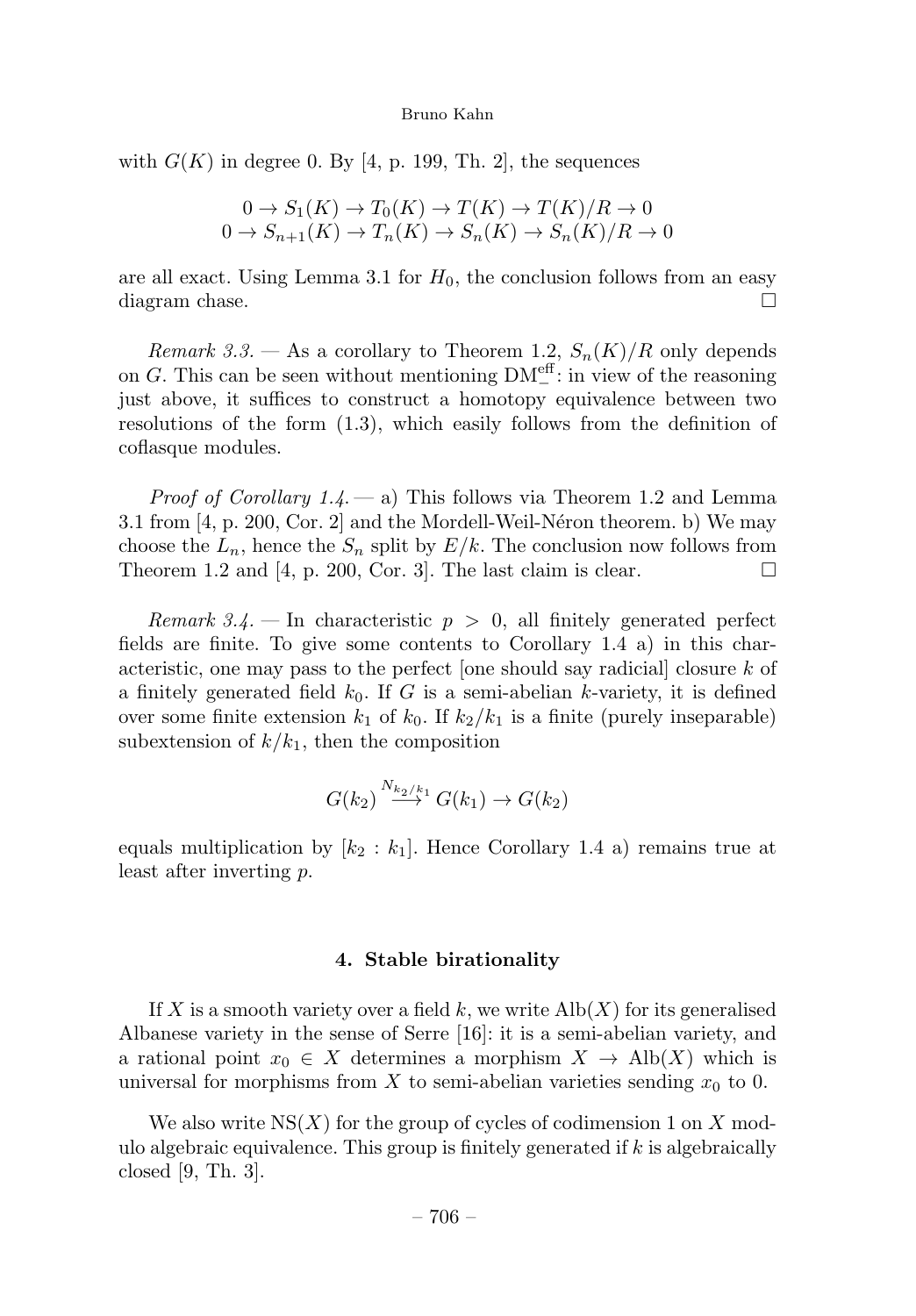with $G(K)$ in degree 0. By [4, p. 199, Th. 2], the sequences

$$0 \to S_1(K) \to T_0(K) \to T(K) \to T(K)/R \to 0$$
$$0 \to S_{n+1}(K) \to T_n(K) \to S_n(K) \to S_n(K)/R \to 0$$

are all exact. Using Lemma 3.1 for $H_0$, the conclusion follows from an easy diagram chase. □

*Remark 3.3.* — As a corollary to Theorem 1.2, $S_n(K)/R$ only depends on $G$. This can be seen without mentioning $\mathrm{DM}_-^{\mathrm{eff}}$: in view of the reasoning just above, it suffices to construct a homotopy equivalence between two resolutions of the form (1.3), which easily follows from the definition of coflasque modules.

*Proof of Corollary 1.4.* — a) This follows via Theorem 1.2 and Lemma 3.1 from [4, p. 200, Cor. 2] and the Mordell-Weil-Néron theorem. b) We may choose the $L_n$, hence the $S_n$ split by $E/k$. The conclusion now follows from Theorem 1.2 and [4, p. 200, Cor. 3]. The last claim is clear. □

*Remark 3.4.* — In characteristic $p > 0$, all finitely generated perfect fields are finite. To give some contents to Corollary 1.4 a) in this characteristic, one may pass to the perfect [one should say radicial] closure $k$ of a finitely generated field $k_0$. If $G$ is a semi-abelian $k$-variety, it is defined over some finite extension $k_1$ of $k_0$. If $k_2/k_1$ is a finite (purely inseparable) subextension of $k/k_1$, then the composition

$$G(k_2) \xrightarrow{N_{k_2/k_1}} G(k_1) \to G(k_2)$$

equals multiplication by $[k_2 : k_1]$. Hence Corollary 1.4 a) remains true at least after inverting $p$.

## 4. Stable birationality

If $X$ is a smooth variety over a field $k$, we write $\mathrm{Alb}(X)$ for its generalised Albanese variety in the sense of Serre [16]: it is a semi-abelian variety, and a rational point $x_0 \in X$ determines a morphism $X \to \mathrm{Alb}(X)$ which is universal for morphisms from $X$ to semi-abelian varieties sending $x_0$ to 0.

We also write $\mathrm{NS}(X)$ for the group of cycles of codimension 1 on $X$ modulo algebraic equivalence. This group is finitely generated if $k$ is algebraically closed [9, Th. 3].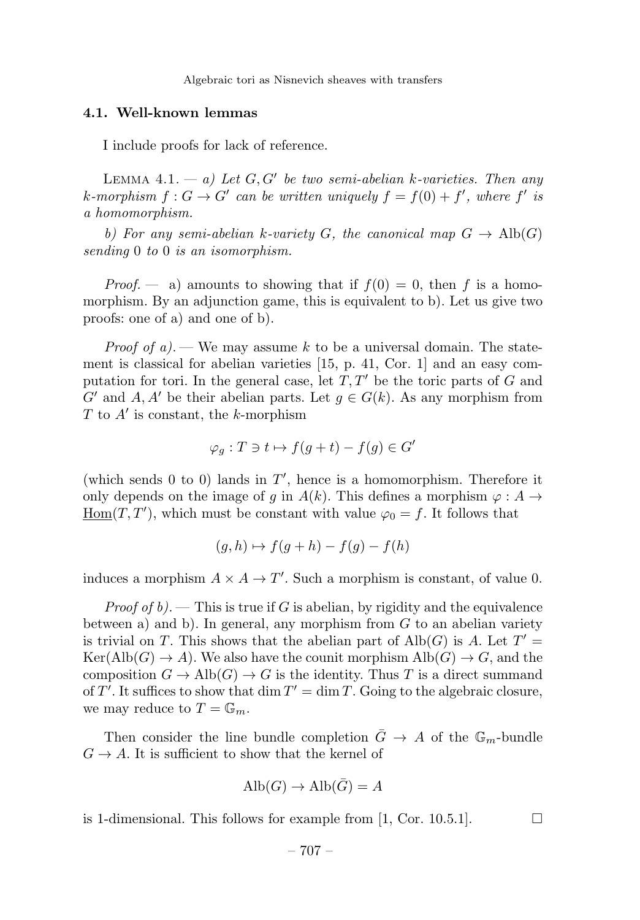### 4.1. Well-known lemmas

I include proofs for lack of reference.

Lemma 4.1. — *a) Let $G, G'$ be two semi-abelian $k$-varieties. Then any $k$-morphism $f : G \to G'$ can be written uniquely $f = f(0) + f'$, where $f'$ is a homomorphism.*

*b) For any semi-abelian $k$-variety $G$, the canonical map $G \to \mathrm{Alb}(G)$ sending 0 to 0 is an isomorphism.*

*Proof.* — a) amounts to showing that if $f(0) = 0$, then $f$ is a homomorphism. By an adjunction game, this is equivalent to b). Let us give two proofs: one of a) and one of b).

*Proof of a).* — We may assume $k$ to be a universal domain. The statement is classical for abelian varieties [15, p. 41, Cor. 1] and an easy computation for tori. In the general case, let $T, T'$ be the toric parts of $G$ and $G'$ and $A, A'$ be their abelian parts. Let $g \in G(k)$. As any morphism from $T$ to $A'$ is constant, the $k$-morphism

$$\varphi_g : T \ni t \mapsto f(g + t) - f(g) \in G'$$

(which sends 0 to 0) lands in $T'$, hence is a homomorphism. Therefore it only depends on the image of $g$ in $A(k)$. This defines a morphism $\varphi : A \to \underline{\mathrm{Hom}}(T, T')$, which must be constant with value $\varphi_0 = f$. It follows that

$$(g, h) \mapsto f(g + h) - f(g) - f(h)$$

induces a morphism $A \times A \to T'$. Such a morphism is constant, of value 0.

*Proof of b).* — This is true if $G$ is abelian, by rigidity and the equivalence between a) and b). In general, any morphism from $G$ to an abelian variety is trivial on $T$. This shows that the abelian part of $\mathrm{Alb}(G)$ is $A$. Let $T' = \mathrm{Ker}(\mathrm{Alb}(G) \to A)$. We also have the counit morphism $\mathrm{Alb}(G) \to G$, and the composition $G \to \mathrm{Alb}(G) \to G$ is the identity. Thus $T$ is a direct summand of $T'$. It suffices to show that $\dim T' = \dim T$. Going to the algebraic closure, we may reduce to $T = \mathbb{G}_m$.

Then consider the line bundle completion $\bar{G} \to A$ of the $\mathbb{G}_m$-bundle $G \to A$. It is sufficient to show that the kernel of

$$\mathrm{Alb}(G) \to \mathrm{Alb}(\bar{G}) = A$$

is 1-dimensional. This follows for example from [1, Cor. 10.5.1]. □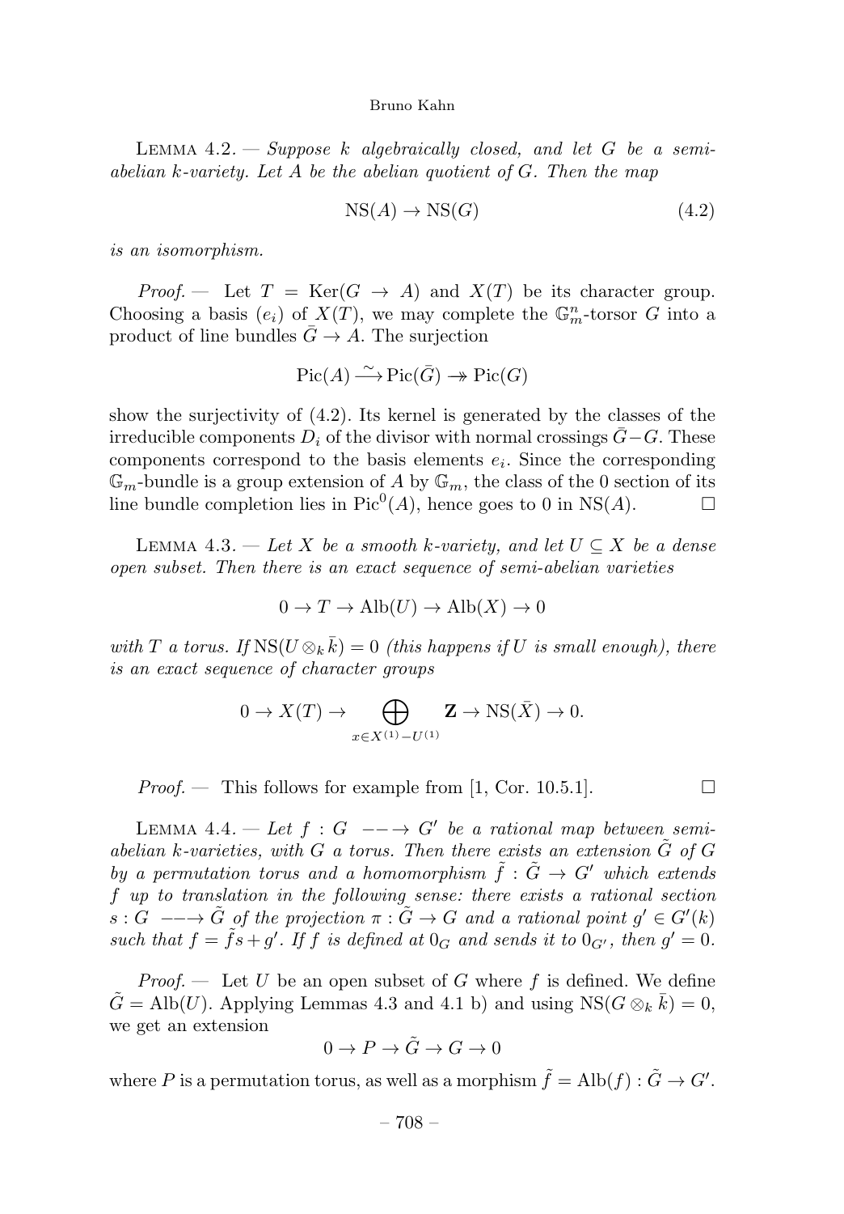Lemma 4.2. — *Suppose $k$ algebraically closed, and let $G$ be a semi-abelian $k$-variety. Let $A$ be the abelian quotient of $G$. Then the map*

$$\mathrm{NS}(A) \to \mathrm{NS}(G) \tag{4.2}$$

*is an isomorphism.*

*Proof.* — Let $T = \mathrm{Ker}(G \to A)$ and $X(T)$ be its character group. Choosing a basis $(e_i)$ of $X(T)$, we may complete the $\mathbb{G}_m^n$-torsor $G$ into a product of line bundles $\bar{G} \to A$. The surjection

$$\mathrm{Pic}(A) \xrightarrow{\sim} \mathrm{Pic}(\bar{G}) \twoheadrightarrow \mathrm{Pic}(G)$$

show the surjectivity of (4.2). Its kernel is generated by the classes of the irreducible components $D_i$ of the divisor with normal crossings $\bar{G} - G$. These components correspond to the basis elements $e_i$. Since the corresponding $\mathbb{G}_m$-bundle is a group extension of $A$ by $\mathbb{G}_m$, the class of the 0 section of its line bundle completion lies in $\mathrm{Pic}^0(A)$, hence goes to 0 in $\mathrm{NS}(A)$. □

Lemma 4.3. — *Let $X$ be a smooth $k$-variety, and let $U \subseteq X$ be a dense open subset. Then there is an exact sequence of semi-abelian varieties*

$$0 \to T \to \mathrm{Alb}(U) \to \mathrm{Alb}(X) \to 0$$

*with $T$ a torus. If $\mathrm{NS}(U \otimes_k \bar{k}) = 0$ (this happens if $U$ is small enough), there is an exact sequence of character groups*

$$0 \to X(T) \to \bigoplus_{x \in X^{(1)} - U^{(1)}} \mathbf{Z} \to \mathrm{NS}(\bar{X}) \to 0.$$

*Proof.* — This follows for example from [1, Cor. 10.5.1]. □

Lemma 4.4. — *Let $f : G \dashrightarrow G'$ be a rational map between semi-abelian $k$-varieties, with $G$ a torus. Then there exists an extension $\tilde{G}$ of $G$ by a permutation torus and a homomorphism $\tilde{f} : \tilde{G} \to G'$ which extends $f$ up to translation in the following sense: there exists a rational section $s : G \dashrightarrow \tilde{G}$ of the projection $\pi : \tilde{G} \to G$ and a rational point $g' \in G'(k)$ such that $f = \tilde{f}s + g'$. If $f$ is defined at $0_G$ and sends it to $0_{G'}$, then $g' = 0$.*

*Proof.* — Let $U$ be an open subset of $G$ where $f$ is defined. We define $\tilde{G} = \mathrm{Alb}(U)$. Applying Lemmas 4.3 and 4.1 b) and using $\mathrm{NS}(G \otimes_k \bar{k}) = 0$, we get an extension

$$0 \to P \to \tilde{G} \to G \to 0$$

where $P$ is a permutation torus, as well as a morphism $\tilde{f} = \mathrm{Alb}(f) : \tilde{G} \to G'$.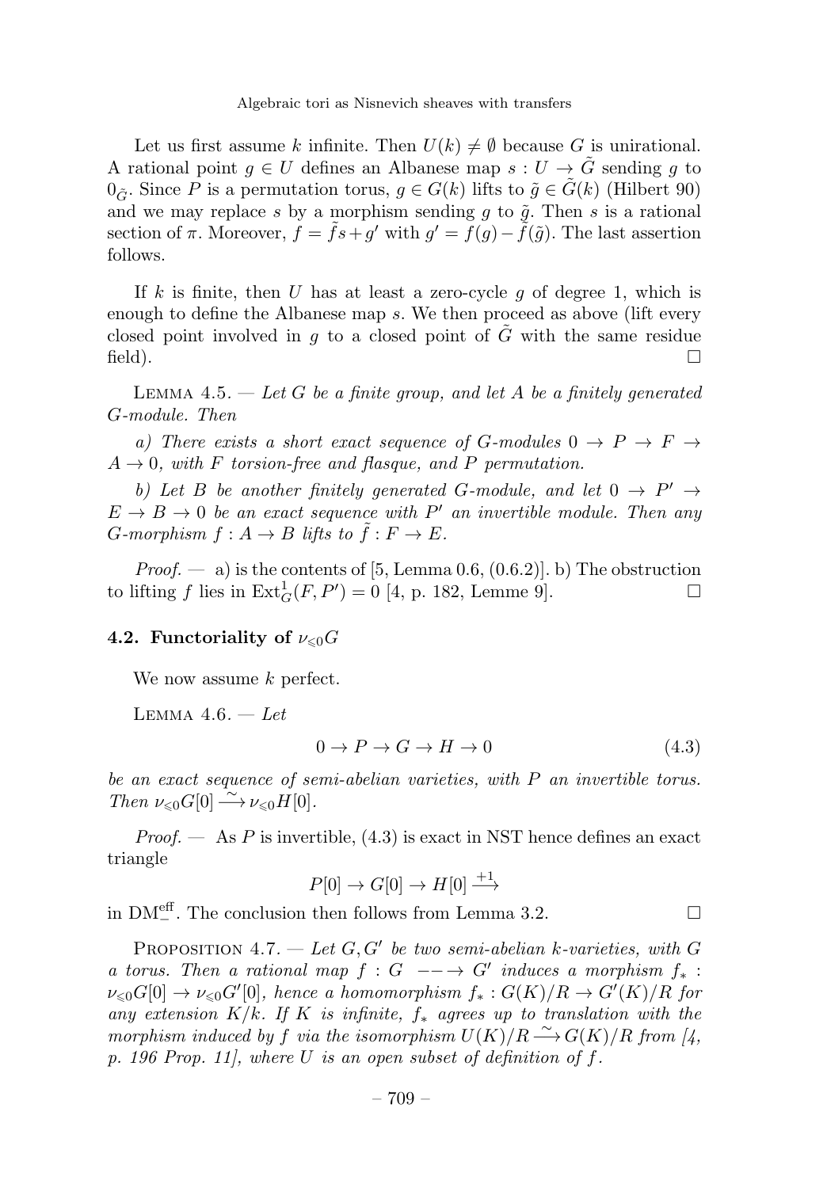Let us first assume $k$ infinite. Then $U(k) \neq \emptyset$ because $G$ is unirational. A rational point $g \in U$ defines an Albanese map $s : U \to \tilde{G}$ sending $g$ to $0_{\tilde{G}}$. Since $P$ is a permutation torus, $g \in G(k)$ lifts to $\tilde{g} \in \tilde{G}(k)$ (Hilbert 90) and we may replace $s$ by a morphism sending $g$ to $\tilde{g}$. Then $s$ is a rational section of $\pi$. Moreover, $f = \tilde{f}s + g'$ with $g' = f(g) - \tilde{f}(\tilde{g})$. The last assertion follows.

If $k$ is finite, then $U$ has at least a zero-cycle $g$ of degree 1, which is enough to define the Albanese map $s$. We then proceed as above (lift every closed point involved in $g$ to a closed point of $\tilde{G}$ with the same residue field). □

Lemma 4.5. — *Let $G$ be a finite group, and let $A$ be a finitely generated $G$-module. Then*

*a) There exists a short exact sequence of $G$-modules $0 \to P \to F \to A \to 0$, with $F$ torsion-free and flasque, and $P$ permutation.*

*b) Let $B$ be another finitely generated $G$-module, and let $0 \to P' \to E \to B \to 0$ be an exact sequence with $P'$ an invertible module. Then any $G$-morphism $f : A \to B$ lifts to $\tilde{f} : F \to E$.*

*Proof.* — a) is the contents of [5, Lemma 0.6, (0.6.2)]. b) The obstruction to lifting $f$ lies in $\operatorname{Ext}^1_G(F, P') = 0$ [4, p. 182, Lemme 9]. □

### 4.2. Functoriality of $\nu_{\leqslant 0}G$

We now assume $k$ perfect.

Lemma 4.6. — *Let*

$$0 \to P \to G \to H \to 0 \tag{4.3}$$

*be an exact sequence of semi-abelian varieties, with $P$ an invertible torus. Then $\nu_{\leqslant 0}G[0] \xrightarrow{\sim} \nu_{\leqslant 0}H[0]$.*

*Proof.* — As $P$ is invertible, (4.3) is exact in NST hence defines an exact triangle

$$P[0] \to G[0] \to H[0] \xrightarrow{+1}$$

in $\mathrm{DM}^{\mathrm{eff}}_{-}$. The conclusion then follows from Lemma 3.2. □

Proposition 4.7. — *Let $G, G'$ be two semi-abelian $k$-varieties, with $G$ a torus. Then a rational map $f : G \dashrightarrow G'$ induces a morphism $f_* : \nu_{\leqslant 0}G[0] \to \nu_{\leqslant 0}G'[0]$, hence a homomorphism $f_* : G(K)/R \to G'(K)/R$ for any extension $K/k$. If $K$ is infinite, $f_*$ agrees up to translation with the morphism induced by $f$ via the isomorphism $U(K)/R \xrightarrow{\sim} G(K)/R$ from [4, p. 196 Prop. 11], where $U$ is an open subset of definition of $f$.*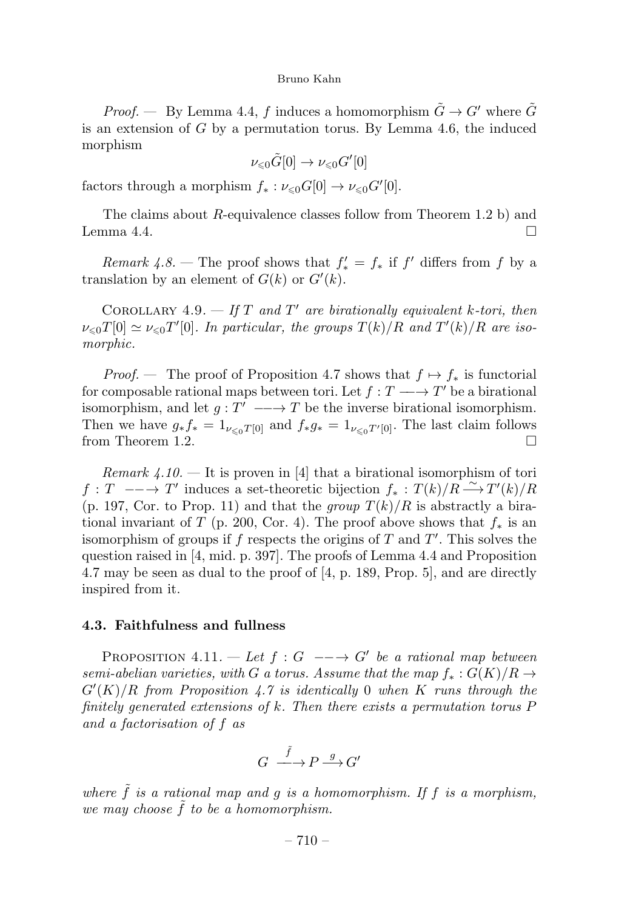*Proof.* — By Lemma 4.4, $f$ induces a homomorphism $\tilde{G} \to G'$ where $\tilde{G}$ is an extension of $G$ by a permutation torus. By Lemma 4.6, the induced morphism

$$\nu_{\leqslant 0}\tilde{G}[0] \to \nu_{\leqslant 0}G'[0]$$

factors through a morphism $f_* : \nu_{\leqslant 0}G[0] \to \nu_{\leqslant 0}G'[0]$.

The claims about $R$-equivalence classes follow from Theorem 1.2 b) and Lemma 4.4. □

*Remark 4.8.* — The proof shows that $f'_* = f_*$ if $f'$ differs from $f$ by a translation by an element of $G(k)$ or $G'(k)$.

Corollary 4.9. — *If $T$ and $T'$ are birationally equivalent $k$-tori, then $\nu_{\leqslant 0}T[0] \simeq \nu_{\leqslant 0}T'[0]$. In particular, the groups $T(k)/R$ and $T'(k)/R$ are isomorphic.*

*Proof.* — The proof of Proposition 4.7 shows that $f \mapsto f_*$ is functorial for composable rational maps between tori. Let $f : T \dashrightarrow T'$ be a birational isomorphism, and let $g : T' \dashrightarrow T$ be the inverse birational isomorphism. Then we have $g_* f_* = 1_{\nu_{\leqslant 0}T[0]}$ and $f_* g_* = 1_{\nu_{\leqslant 0}T'[0]}$. The last claim follows from Theorem 1.2. □

*Remark 4.10.* — It is proven in [4] that a birational isomorphism of tori $f : T \dashrightarrow T'$ induces a set-theoretic bijection $f_* : T(k)/R \xrightarrow{\sim} T'(k)/R$ (p. 197, Cor. to Prop. 11) and that the *group* $T(k)/R$ is abstractly a birational invariant of $T$ (p. 200, Cor. 4). The proof above shows that $f_*$ is an isomorphism of groups if $f$ respects the origins of $T$ and $T'$. This solves the question raised in [4, mid. p. 397]. The proofs of Lemma 4.4 and Proposition 4.7 may be seen as dual to the proof of [4, p. 189, Prop. 5], and are directly inspired from it.

### 4.3. Faithfulness and fullness

Proposition 4.11. — *Let $f : G \dashrightarrow G'$ be a rational map between semi-abelian varieties, with $G$ a torus. Assume that the map $f_* : G(K)/R \to G'(K)/R$ from Proposition 4.7 is identically 0 when $K$ runs through the finitely generated extensions of $k$. Then there exists a permutation torus $P$ and a factorisation of $f$ as*

$$G \overset{\tilde{f}}{\dashrightarrow} P \xrightarrow{g} G'$$

*where $\tilde{f}$ is a rational map and $g$ is a homomorphism. If $f$ is a morphism, we may choose $\tilde{f}$ to be a homomorphism.*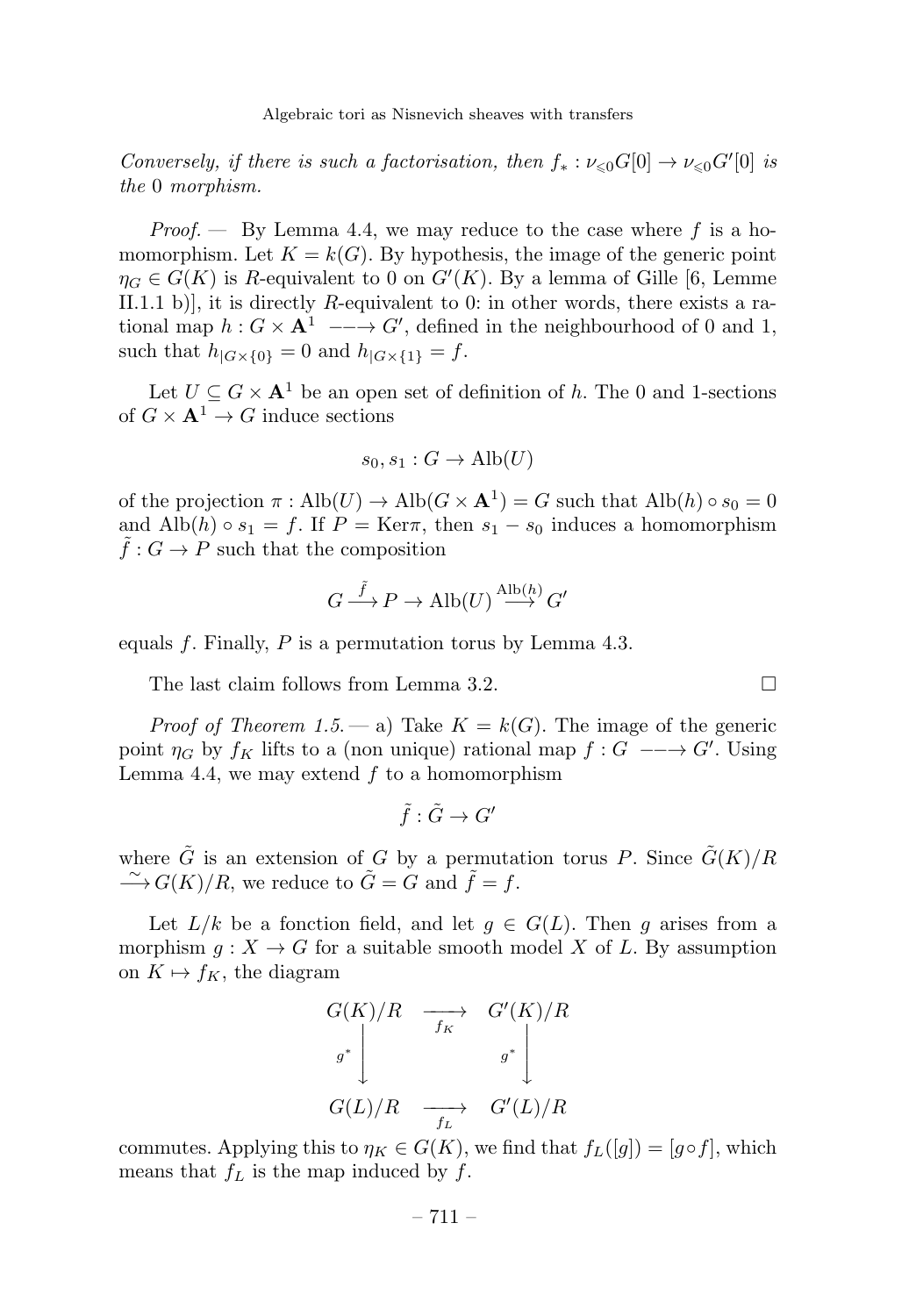*Conversely, if there is such a factorisation, then $f_* : \nu_{\leqslant 0}G[0] \to \nu_{\leqslant 0}G'[0]$ is the 0 morphism.*

*Proof. —* By Lemma 4.4, we may reduce to the case where $f$ is a homomorphism. Let $K = k(G)$. By hypothesis, the image of the generic point $\eta_G \in G(K)$ is $R$-equivalent to 0 on $G'(K)$. By a lemma of Gille [6, Lemme II.1.1 b)], it is directly $R$-equivalent to 0: in other words, there exists a rational map $h : G \times \mathbf{A}^1 \dashrightarrow G'$, defined in the neighbourhood of 0 and 1, such that $h_{|G\times\{0\}} = 0$ and $h_{|G\times\{1\}} = f$.

Let $U \subseteq G \times \mathbf{A}^1$ be an open set of definition of $h$. The 0 and 1-sections of $G \times \mathbf{A}^1 \to G$ induce sections

$$s_0, s_1 : G \to \mathrm{Alb}(U)$$

of the projection $\pi : \mathrm{Alb}(U) \to \mathrm{Alb}(G \times \mathbf{A}^1) = G$ such that $\mathrm{Alb}(h) \circ s_0 = 0$ and $\mathrm{Alb}(h) \circ s_1 = f$. If $P = \mathrm{Ker}\pi$, then $s_1 - s_0$ induces a homomorphism $\tilde{f} : G \to P$ such that the composition

$$G \xrightarrow{\tilde{f}} P \to \mathrm{Alb}(U) \xrightarrow{\mathrm{Alb}(h)} G'$$

equals $f$. Finally, $P$ is a permutation torus by Lemma 4.3.

The last claim follows from Lemma 3.2. □

*Proof of Theorem 1.5. —* a) Take $K = k(G)$. The image of the generic point $\eta_G$ by $f_K$ lifts to a (non unique) rational map $f : G \dashrightarrow G'$. Using Lemma 4.4, we may extend $f$ to a homomorphism

$$\tilde{f} : \tilde{G} \to G'$$

where $\tilde{G}$ is an extension of $G$ by a permutation torus $P$. Since $\tilde{G}(K)/R \xrightarrow{\sim} G(K)/R$, we reduce to $\tilde{G} = G$ and $\tilde{f} = f$.

Let $L/k$ be a fonction field, and let $g \in G(L)$. Then $g$ arises from a morphism $g : X \to G$ for a suitable smooth model $X$ of $L$. By assumption on $K \mapsto f_K$, the diagram

$$\begin{array}{ccc}
G(K)/R & \xrightarrow[f_K]{} & G'(K)/R \\
{\scriptstyle g^*}\big\downarrow & & \big\downarrow{\scriptstyle g^*} \\
G(L)/R & \xrightarrow[f_L]{} & G'(L)/R
\end{array}$$

commutes. Applying this to $\eta_K \in G(K)$, we find that $f_L([g]) = [g \circ f]$, which means that $f_L$ is the map induced by $f$.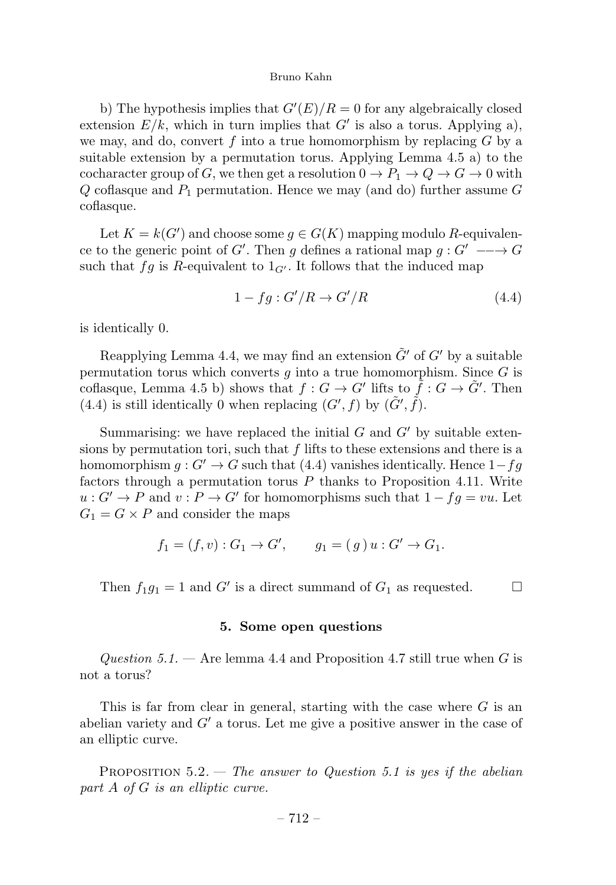b) The hypothesis implies that $G'(E)/R = 0$ for any algebraically closed extension $E/k$, which in turn implies that $G'$ is also a torus. Applying a), we may, and do, convert $f$ into a true homomorphism by replacing $G$ by a suitable extension by a permutation torus. Applying Lemma 4.5 a) to the cocharacter group of $G$, we then get a resolution $0 \to P_1 \to Q \to G \to 0$ with $Q$ coflasque and $P_1$ permutation. Hence we may (and do) further assume $G$ coflasque.

Let $K = k(G')$ and choose some $g \in G(K)$ mapping modulo $R$-equivalence to the generic point of $G'$. Then $g$ defines a rational map $g : G' \dashrightarrow G$ such that $fg$ is $R$-equivalent to $1_{G'}$. It follows that the induced map

$$1 - fg : G'/R \to G'/R \tag{4.4}$$

is identically 0.

Reapplying Lemma 4.4, we may find an extension $\tilde{G}'$ of $G'$ by a suitable permutation torus which converts $g$ into a true homomorphism. Since $G$ is coflasque, Lemma 4.5 b) shows that $f : G \to G'$ lifts to $\tilde{f} : G \to \tilde{G}'$. Then (4.4) is still identically 0 when replacing $(G', f)$ by $(\tilde{G}', \tilde{f})$.

Summarising: we have replaced the initial $G$ and $G'$ by suitable extensions by permutation tori, such that $f$ lifts to these extensions and there is a homomorphism $g : G' \to G$ such that (4.4) vanishes identically. Hence $1 - fg$ factors through a permutation torus $P$ thanks to Proposition 4.11. Write $u : G' \to P$ and $v : P \to G'$ for homomorphisms such that $1 - fg = vu$. Let $G_1 = G \times P$ and consider the maps

$$f_1 = (f, v) : G_1 \to G', \qquad g_1 = (\,g\,)\,u : G' \to G_1.$$

Then $f_1 g_1 = 1$ and $G'$ is a direct summand of $G_1$ as requested. $\square$

## 5. Some open questions

*Question 5.1.* — Are lemma 4.4 and Proposition 4.7 still true when $G$ is not a torus?

This is far from clear in general, starting with the case where $G$ is an abelian variety and $G'$ a torus. Let me give a positive answer in the case of an elliptic curve.

Proposition 5.2. — *The answer to Question 5.1 is yes if the abelian part $A$ of $G$ is an elliptic curve.*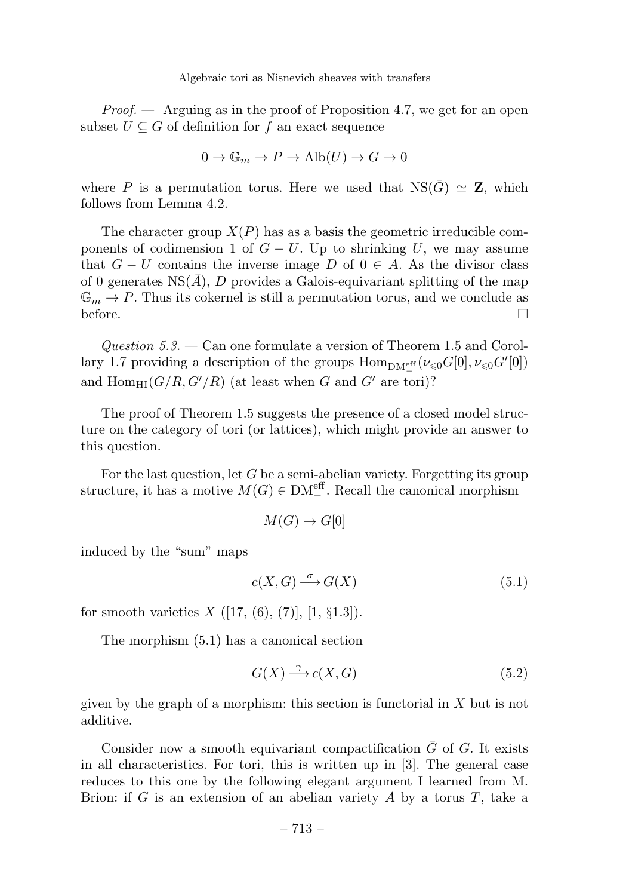*Proof.* — Arguing as in the proof of Proposition 4.7, we get for an open subset $U \subseteq G$ of definition for $f$ an exact sequence

$$0 \to \mathbb{G}_m \to P \to \mathrm{Alb}(U) \to G \to 0$$

where $P$ is a permutation torus. Here we used that $\mathrm{NS}(\bar{G}) \simeq \mathbf{Z}$, which follows from Lemma 4.2.

The character group $X(P)$ has as a basis the geometric irreducible components of codimension 1 of $G - U$. Up to shrinking $U$, we may assume that $G - U$ contains the inverse image $D$ of $0 \in A$. As the divisor class of 0 generates $\mathrm{NS}(\bar{A})$, $D$ provides a Galois-equivariant splitting of the map $\mathbb{G}_m \to P$. Thus its cokernel is still a permutation torus, and we conclude as before. $\square$

*Question 5.3.* — Can one formulate a version of Theorem 1.5 and Corollary 1.7 providing a description of the groups $\mathrm{Hom}_{\mathrm{DM}_-^{\mathrm{eff}}}(\nu_{\leqslant 0}G[0], \nu_{\leqslant 0}G'[0])$ and $\mathrm{Hom}_{\mathrm{HI}}(G/R, G'/R)$ (at least when $G$ and $G'$ are tori)?

The proof of Theorem 1.5 suggests the presence of a closed model structure on the category of tori (or lattices), which might provide an answer to this question.

For the last question, let $G$ be a semi-abelian variety. Forgetting its group structure, it has a motive $M(G) \in \mathrm{DM}_-^{\mathrm{eff}}$. Recall the canonical morphism

$$M(G) \to G[0]$$

induced by the "sum" maps

$$c(X, G) \xrightarrow{\sigma} G(X) \tag{5.1}$$

for smooth varieties $X$ ([17, (6), (7)], [1, §1.3]).

The morphism (5.1) has a canonical section

$$G(X) \xrightarrow{\gamma} c(X, G) \tag{5.2}$$

given by the graph of a morphism: this section is functorial in $X$ but is not additive.

Consider now a smooth equivariant compactification $\bar{G}$ of $G$. It exists in all characteristics. For tori, this is written up in [3]. The general case reduces to this one by the following elegant argument I learned from M. Brion: if $G$ is an extension of an abelian variety $A$ by a torus $T$, take a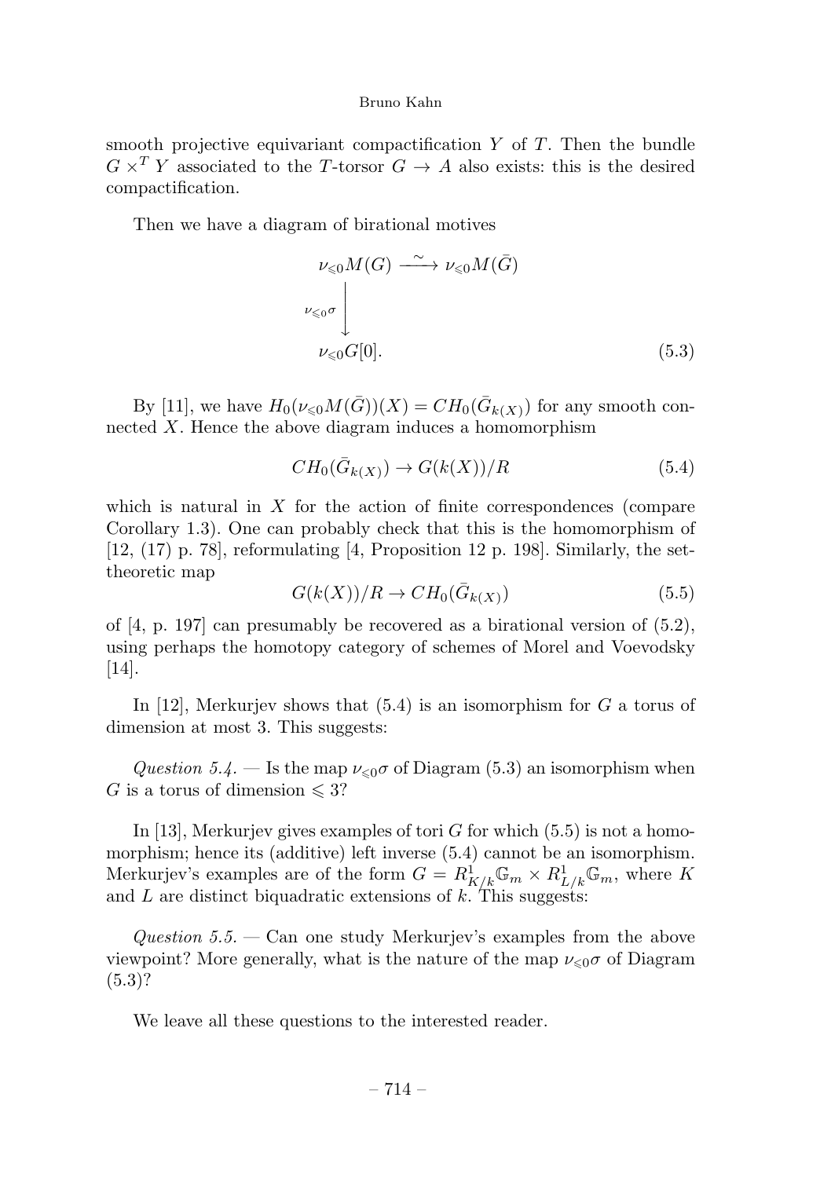smooth projective equivariant compactification $Y$ of $T$. Then the bundle $G \times^T Y$ associated to the $T$-torsor $G \to A$ also exists: this is the desired compactification.

Then we have a diagram of birational motives

$$\begin{array}{ccc} \nu_{\leqslant 0} M(G) & \xrightarrow{\sim} & \nu_{\leqslant 0} M(\bar{G}) \\ {\scriptstyle \nu_{\leqslant 0}\sigma} \downarrow & & \\ \nu_{\leqslant 0} G[0]. & & \end{array} \tag{5.3}$$

By [11], we have $H_0(\nu_{\leqslant 0} M(\bar{G}))(X) = CH_0(\bar{G}_{k(X)})$ for any smooth connected $X$. Hence the above diagram induces a homomorphism

$$CH_0(\bar{G}_{k(X)}) \to G(k(X))/R \tag{5.4}$$

which is natural in $X$ for the action of finite correspondences (compare Corollary 1.3). One can probably check that this is the homomorphism of [12, (17) p. 78], reformulating [4, Proposition 12 p. 198]. Similarly, the set-theoretic map

$$G(k(X))/R \to CH_0(\bar{G}_{k(X)}) \tag{5.5}$$

of [4, p. 197] can presumably be recovered as a birational version of (5.2), using perhaps the homotopy category of schemes of Morel and Voevodsky [14].

In [12], Merkurjev shows that (5.4) is an isomorphism for $G$ a torus of dimension at most 3. This suggests:

*Question 5.4.* — Is the map $\nu_{\leqslant 0}\sigma$ of Diagram (5.3) an isomorphism when $G$ is a torus of dimension $\leqslant 3$?

In [13], Merkurjev gives examples of tori $G$ for which (5.5) is not a homomorphism; hence its (additive) left inverse (5.4) cannot be an isomorphism. Merkurjev's examples are of the form $G = R^1_{K/k}\mathbb{G}_m \times R^1_{L/k}\mathbb{G}_m$, where $K$ and $L$ are distinct biquadratic extensions of $k$. This suggests:

*Question 5.5.* — Can one study Merkurjev's examples from the above viewpoint? More generally, what is the nature of the map $\nu_{\leqslant 0}\sigma$ of Diagram (5.3)?

We leave all these questions to the interested reader.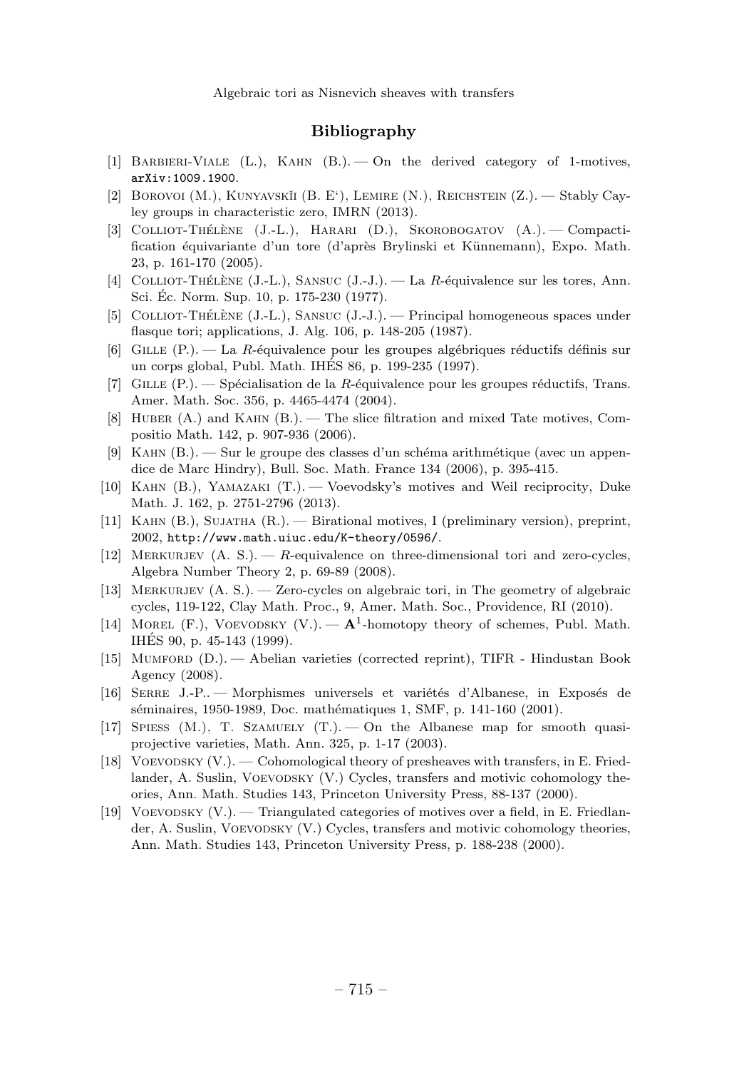## Bibliography

[1] Barbieri-Viale (L.), Kahn (B.). — On the derived category of 1-motives, arXiv:1009.1900.

[2] Borovoi (M.), Kunyavskiĭ (B. E'), Lemire (N.), Reichstein (Z.). — Stably Cayley groups in characteristic zero, IMRN (2013).

[3] Colliot-Thélène (J.-L.), Harari (D.), Skorobogatov (A.). — Compactification équivariante d'un tore (d'après Brylinski et Künnemann), Expo. Math. 23, p. 161-170 (2005).

[4] Colliot-Thélène (J.-L.), Sansuc (J.-J.). — La $R$-équivalence sur les tores, Ann. Sci. Éc. Norm. Sup. 10, p. 175-230 (1977).

[5] Colliot-Thélène (J.-L.), Sansuc (J.-J.). — Principal homogeneous spaces under flasque tori; applications, J. Alg. 106, p. 148-205 (1987).

[6] Gille (P.). — La $R$-équivalence pour les groupes algébriques réductifs définis sur un corps global, Publ. Math. IHÉS 86, p. 199-235 (1997).

[7] Gille (P.). — Spécialisation de la $R$-équivalence pour les groupes réductifs, Trans. Amer. Math. Soc. 356, p. 4465-4474 (2004).

[8] Huber (A.) and Kahn (B.). — The slice filtration and mixed Tate motives, Compositio Math. 142, p. 907-936 (2006).

[9] Kahn (B.). — Sur le groupe des classes d'un schéma arithmétique (avec un appendice de Marc Hindry), Bull. Soc. Math. France 134 (2006), p. 395-415.

[10] Kahn (B.), Yamazaki (T.). — Voevodsky's motives and Weil reciprocity, Duke Math. J. 162, p. 2751-2796 (2013).

[11] Kahn (B.), Sujatha (R.). — Birational motives, I (preliminary version), preprint, 2002, http://www.math.uiuc.edu/K-theory/0596/.

[12] Merkurjev (A. S.). — $R$-equivalence on three-dimensional tori and zero-cycles, Algebra Number Theory 2, p. 69-89 (2008).

[13] Merkurjev (A. S.). — Zero-cycles on algebraic tori, in The geometry of algebraic cycles, 119-122, Clay Math. Proc., 9, Amer. Math. Soc., Providence, RI (2010).

[14] Morel (F.), Voevodsky (V.). — $\mathbf{A}^1$-homotopy theory of schemes, Publ. Math. IHÉS 90, p. 45-143 (1999).

[15] Mumford (D.). — Abelian varieties (corrected reprint), TIFR - Hindustan Book Agency (2008).

[16] Serre J.-P.. — Morphismes universels et variétés d'Albanese, in Exposés de séminaires, 1950-1989, Doc. mathématiques 1, SMF, p. 141-160 (2001).

[17] Spiess (M.), T. Szamuely (T.). — On the Albanese map for smooth quasi-projective varieties, Math. Ann. 325, p. 1-17 (2003).

[18] Voevodsky (V.). — Cohomological theory of presheaves with transfers, in E. Friedlander, A. Suslin, Voevodsky (V.) Cycles, transfers and motivic cohomology theories, Ann. Math. Studies 143, Princeton University Press, 88-137 (2000).

[19] Voevodsky (V.). — Triangulated categories of motives over a field, in E. Friedlander, A. Suslin, Voevodsky (V.) Cycles, transfers and motivic cohomology theories, Ann. Math. Studies 143, Princeton University Press, p. 188-238 (2000).